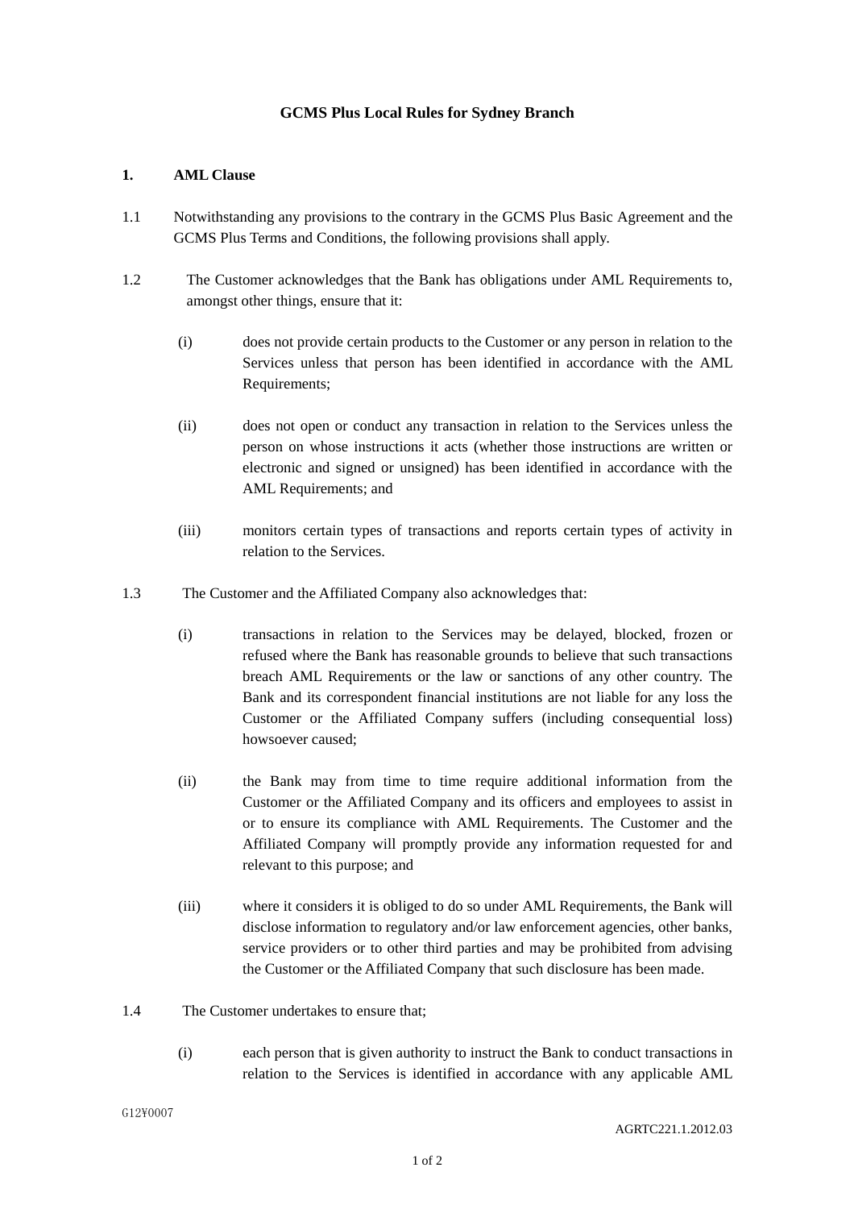# GCMS Plus Local Rules for Sydney Branch

## 1. AML Clause

1.1 Notwithstanding any provisions to the contrary in the GCMS Plus Basic Agreement and the GCMS Plus Terms and Conditions, the following provisions shall apply.

1.2 The Customer acknowledges that the Bank has obligations under AML Requirements to, amongst other things, ensure that it:

(i) does not provide certain products to the Customer or any person in relation to the Services unless that person has been identified in accordance with the AML Requirements;

(ii) does not open or conduct any transaction in relation to the Services unless the person on whose instructions it acts (whether those instructions are written or electronic and signed or unsigned) has been identified in accordance with the AML Requirements; and

(iii) monitors certain types of transactions and reports certain types of activity in relation to the Services.

1.3 The Customer and the Affiliated Company also acknowledges that:

(i) transactions in relation to the Services may be delayed, blocked, frozen or refused where the Bank has reasonable grounds to believe that such transactions breach AML Requirements or the law or sanctions of any other country. The Bank and its correspondent financial institutions are not liable for any loss the Customer or the Affiliated Company suffers (including consequential loss) howsoever caused;

(ii) the Bank may from time to time require additional information from the Customer or the Affiliated Company and its officers and employees to assist in or to ensure its compliance with AML Requirements. The Customer and the Affiliated Company will promptly provide any information requested for and relevant to this purpose; and

(iii) where it considers it is obliged to do so under AML Requirements, the Bank will disclose information to regulatory and/or law enforcement agencies, other banks, service providers or to other third parties and may be prohibited from advising the Customer or the Affiliated Company that such disclosure has been made.

1.4 The Customer undertakes to ensure that;

(i) each person that is given authority to instruct the Bank to conduct transactions in relation to the Services is identified in accordance with any applicable AML

G12¥0007

AGRTC221.1.2012.03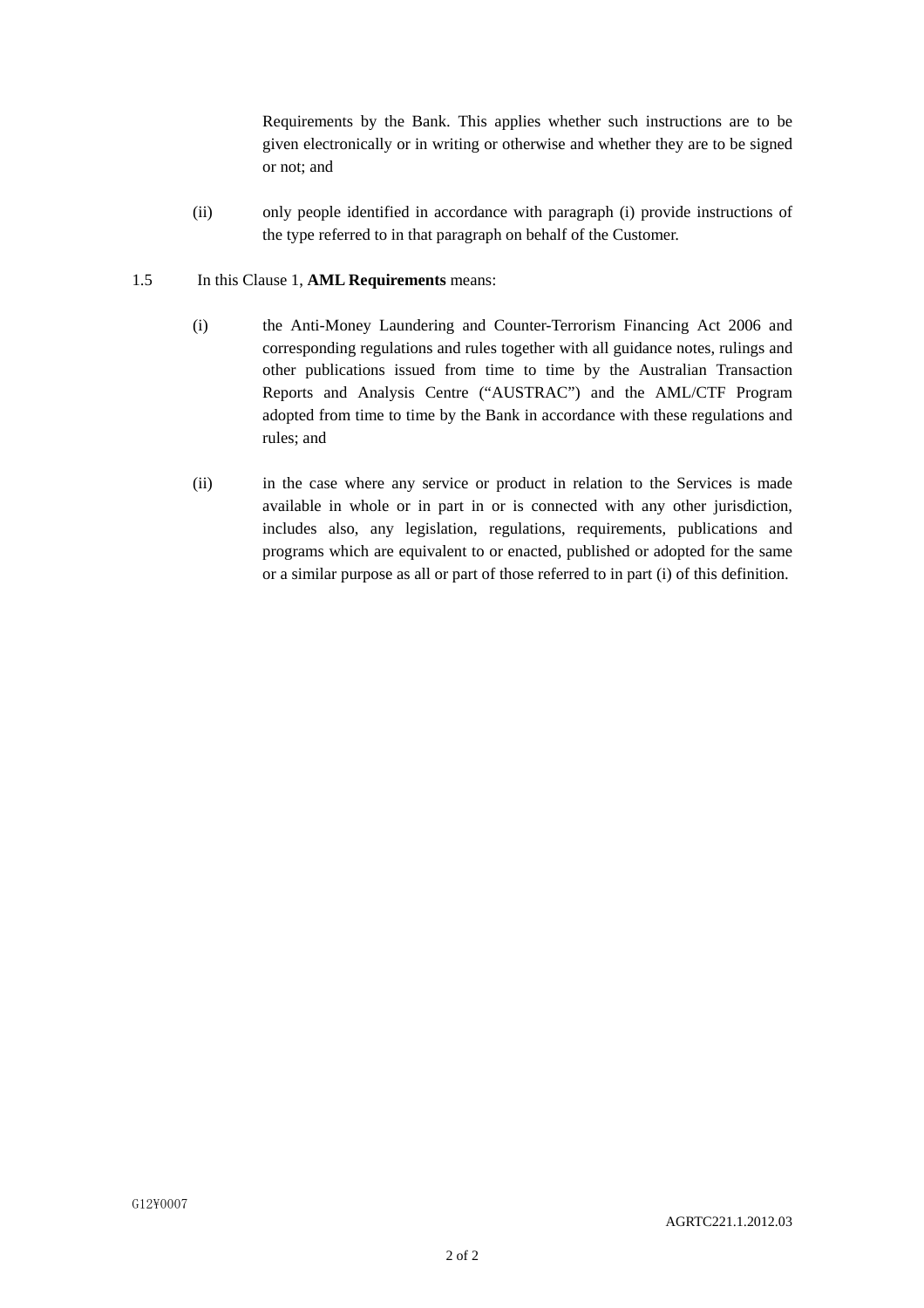Requirements by the Bank. This applies whether such instructions are to be given electronically or in writing or otherwise and whether they are to be signed or not; and

(ii) only people identified in accordance with paragraph (i) provide instructions of the type referred to in that paragraph on behalf of the Customer.

1.5 In this Clause 1, **AML Requirements** means:

(i) the Anti-Money Laundering and Counter-Terrorism Financing Act 2006 and corresponding regulations and rules together with all guidance notes, rulings and other publications issued from time to time by the Australian Transaction Reports and Analysis Centre ("AUSTRAC") and the AML/CTF Program adopted from time to time by the Bank in accordance with these regulations and rules; and

(ii) in the case where any service or product in relation to the Services is made available in whole or in part in or is connected with any other jurisdiction, includes also, any legislation, regulations, requirements, publications and programs which are equivalent to or enacted, published or adopted for the same or a similar purpose as all or part of those referred to in part (i) of this definition.

G12¥0007

AGRTC221.1.2012.03